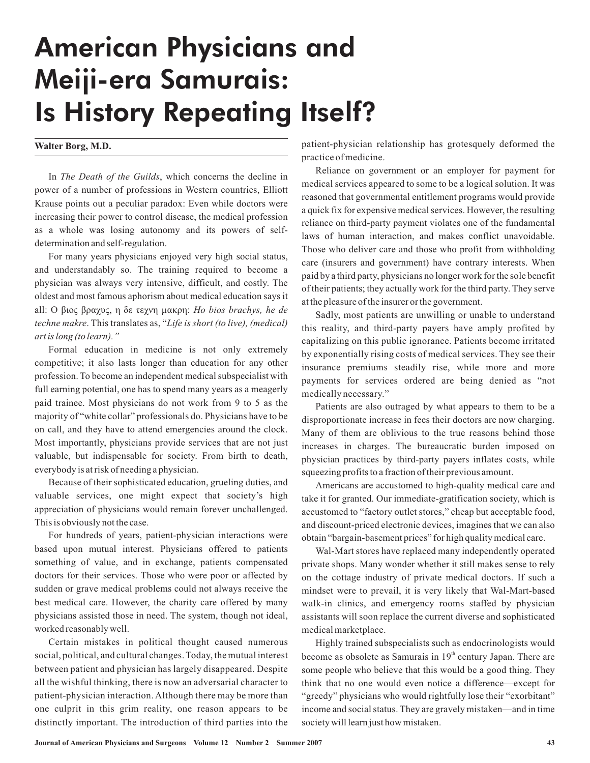# American Physicians and Meiji-era Samurais: Is History Repeating Itself?

**Walter Borg, M.D.**

In *The Death of the Guilds*, which concerns the decline in power of a number of professions in Western countries, Elliott Krause points out a peculiar paradox: Even while doctors were increasing their power to control disease, the medical profession as a whole was losing autonomy and its powers of self-determination and self-regulation.

For many years physicians enjoyed very high social status, and understandably so. The training required to become a physician was always very intensive, difficult, and costly. The oldest and most famous aphorism about medical education says it all: Ο βιος βραχυς, η δε τεχνη μακρη: *Ho bios brachys, he de techne makre*. This translates as, "*Life is short (to live), (medical) art is long (to learn).*"

Formal education in medicine is not only extremely competitive; it also lasts longer than education for any other profession. To become an independent medical subspecialist with full earning potential, one has to spend many years as a meagerly paid trainee. Most physicians do not work from 9 to 5 as the majority of "white collar" professionals do. Physicians have to be on call, and they have to attend emergencies around the clock. Most importantly, physicians provide services that are not just valuable, but indispensable for society. From birth to death, everybody is at risk of needing a physician.

Because of their sophisticated education, grueling duties, and valuable services, one might expect that society's high appreciation of physicians would remain forever unchallenged. This is obviously not the case.

For hundreds of years, patient-physician interactions were based upon mutual interest. Physicians offered to patients something of value, and in exchange, patients compensated doctors for their services. Those who were poor or affected by sudden or grave medical problems could not always receive the best medical care. However, the charity care offered by many physicians assisted those in need. The system, though not ideal, worked reasonably well.

Certain mistakes in political thought caused numerous social, political, and cultural changes. Today, the mutual interest between patient and physician has largely disappeared. Despite all the wishful thinking, there is now an adversarial character to patient-physician interaction. Although there may be more than one culprit in this grim reality, one reason appears to be distinctly important. The introduction of third parties into the patient-physician relationship has grotesquely deformed the practice of medicine.

Reliance on government or an employer for payment for medical services appeared to some to be a logical solution. It was reasoned that governmental entitlement programs would provide a quick fix for expensive medical services. However, the resulting reliance on third-party payment violates one of the fundamental laws of human interaction, and makes conflict unavoidable. Those who deliver care and those who profit from withholding care (insurers and government) have contrary interests. When paid by a third party, physicians no longer work for the sole benefit of their patients; they actually work for the third party. They serve at the pleasure of the insurer or the government.

Sadly, most patients are unwilling or unable to understand this reality, and third-party payers have amply profited by capitalizing on this public ignorance. Patients become irritated by exponentially rising costs of medical services. They see their insurance premiums steadily rise, while more and more payments for services ordered are being denied as "not medically necessary."

Patients are also outraged by what appears to them to be a disproportionate increase in fees their doctors are now charging. Many of them are oblivious to the true reasons behind those increases in charges. The bureaucratic burden imposed on physician practices by third-party payers inflates costs, while squeezing profits to a fraction of their previous amount.

Americans are accustomed to high-quality medical care and take it for granted. Our immediate-gratification society, which is accustomed to "factory outlet stores," cheap but acceptable food, and discount-priced electronic devices, imagines that we can also obtain "bargain-basement prices" for high quality medical care.

Wal-Mart stores have replaced many independently operated private shops. Many wonder whether it still makes sense to rely on the cottage industry of private medical doctors. If such a mindset were to prevail, it is very likely that Wal-Mart-based walk-in clinics, and emergency rooms staffed by physician assistants will soon replace the current diverse and sophisticated medical marketplace.

Highly trained subspecialists such as endocrinologists would become as obsolete as Samurais in 19th century Japan. There are some people who believe that this would be a good thing. They think that no one would even notice a difference—except for "greedy" physicians who would rightfully lose their "exorbitant" income and social status. They are gravely mistaken—and in time society will learn just how mistaken.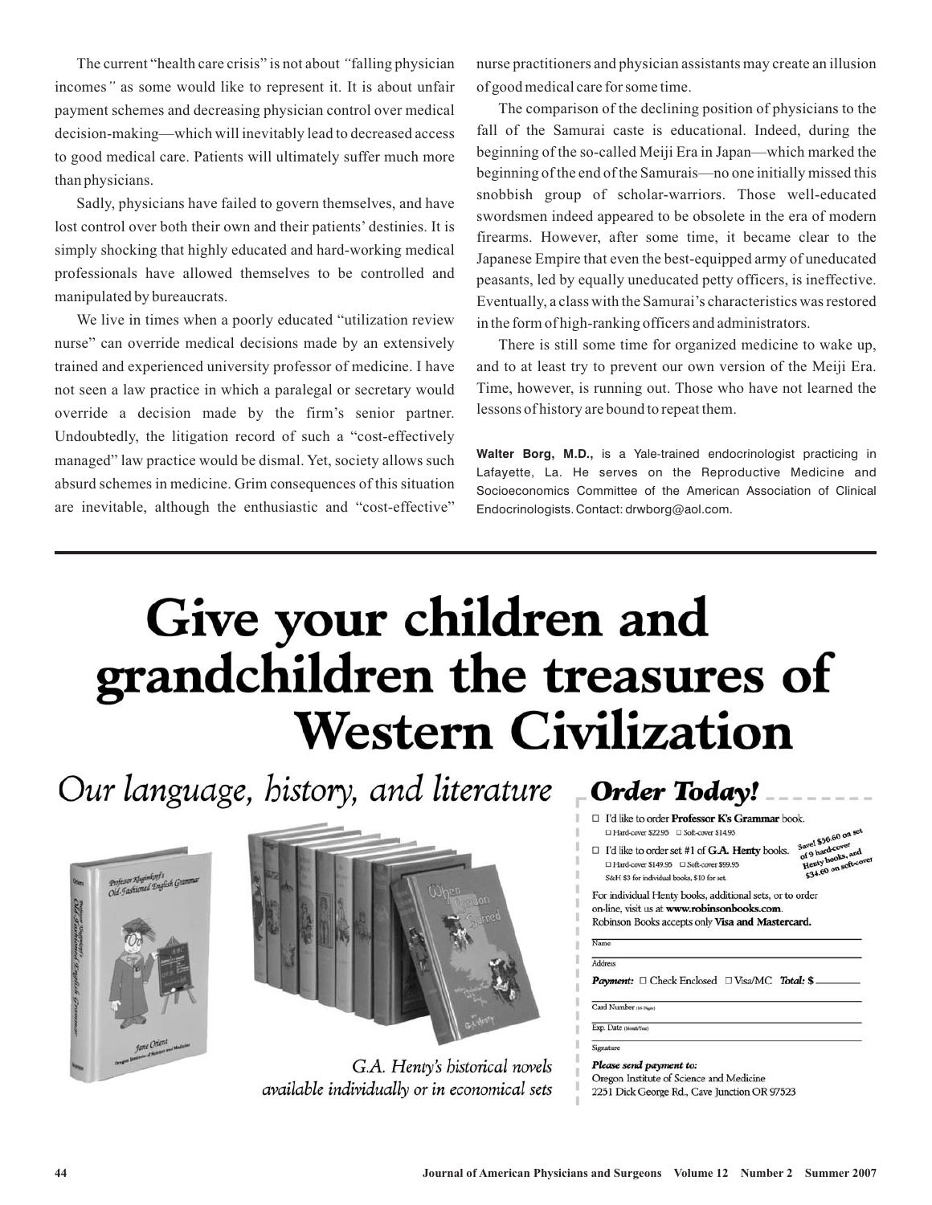The current "health care crisis" is not about *"*falling physician incomes*"* as some would like to represent it. It is about unfair payment schemes and decreasing physician control over medical decision-making—which will inevitably lead to decreased access to good medical care. Patients will ultimately suffer much more than physicians.

Sadly, physicians have failed to govern themselves, and have lost control over both their own and their patients' destinies. It is simply shocking that highly educated and hard-working medical professionals have allowed themselves to be controlled and manipulated by bureaucrats.

We live in times when a poorly educated "utilization review nurse" can override medical decisions made by an extensively trained and experienced university professor of medicine. I have not seen a law practice in which a paralegal or secretary would override a decision made by the firm's senior partner. Undoubtedly, the litigation record of such a "cost-effectively managed" law practice would be dismal. Yet, society allows such absurd schemes in medicine. Grim consequences of this situation are inevitable, although the enthusiastic and "cost-effective" nurse practitioners and physician assistants may create an illusion of good medical care for some time.

The comparison of the declining position of physicians to the fall of the Samurai caste is educational. Indeed, during the beginning of the so-called Meiji Era in Japan—which marked the beginning of the end of the Samurais—no one initially missed this snobbish group of scholar-warriors. Those well-educated swordsmen indeed appeared to be obsolete in the era of modern firearms. However, after some time, it became clear to the Japanese Empire that even the best-equipped army of uneducated peasants, led by equally uneducated petty officers, is ineffective. Eventually, a class with the Samurai's characteristics was restored in the form of high-ranking officers and administrators.

There is still some time for organized medicine to wake up, and to at least try to prevent our own version of the Meiji Era. Time, however, is running out. Those who have not learned the lessons of history are bound to repeat them.

**Walter Borg, M.D.,** is a Yale-trained endocrinologist practicing in Lafayette, La. He serves on the Reproductive Medicine and Socioeconomics Committee of the American Association of Clinical Endocrinologists. Contact: drwborg@aol.com.

# Give your children and grandchildren the treasures of Western Civilization

*Our language, history, and literature*

*G.A. Henty's historical novels available individually or in economical sets*

## *Order Today!*

☐ I'd like to order **Professor K's Grammar** book.
☐ Hard-cover $22.95 ☐ Soft-cover $14.95

☐ I'd like to order set #1 of **G.A. Henty** books.
☐ Hard-cover $149.95 ☐ Soft-cover $59.95
S&H $3 for individual books, $10 for set.

Save! $56.60 on set of 9 hard-cover Henty books, and $34.60 on soft-cover

For individual Henty books, additional sets, or to order on-line, visit us at **www.robinsonbooks.com**.
Robinson Books accepts only **Visa and Mastercard.**

Name

Address

***Payment:*** ☐ Check Enclosed ☐ Visa/MC ***Total:* $** ______

Card Number (16 Digits)

Exp. Date (Month/Year)

Signature

***Please send payment to:***
Oregon Institute of Science and Medicine
2251 Dick George Rd., Cave Junction OR 97523